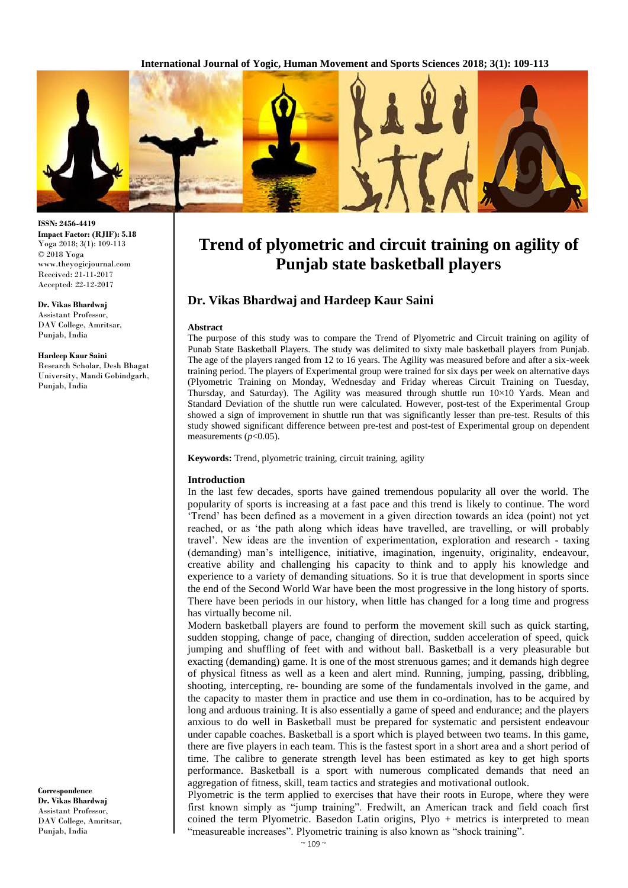ISSN: 2456-4419
**Impact Factor: (RJIF): 5.18**
Yoga 2018; 3(1): 109-113
© 2018 Yoga
www.theyogicjournal.com
Received: 21-11-2017
Accepted: 22-12-2017

**Dr. Vikas Bhardwaj**
Assistant Professor,
DAV College, Amritsar,
Punjab, India

**Hardeep Kaur Saini**
Research Scholar, Desh Bhagat University, Mandi Gobindgarh, Punjab, India

**Correspondence**
**Dr. Vikas Bhardwaj**
Assistant Professor,
DAV College, Amritsar,
Punjab, India

# Trend of plyometric and circuit training on agility of Punjab state basketball players

## Dr. Vikas Bhardwaj and Hardeep Kaur Saini

### Abstract

The purpose of this study was to compare the Trend of Plyometric and Circuit training on agility of Punab State Basketball Players. The study was delimited to sixty male basketball players from Punjab. The age of the players ranged from 12 to 16 years. The Agility was measured before and after a six-week training period. The players of Experimental group were trained for six days per week on alternative days (Plyometric Training on Monday, Wednesday and Friday whereas Circuit Training on Tuesday, Thursday, and Saturday). The Agility was measured through shuttle run 10×10 Yards. Mean and Standard Deviation of the shuttle run were calculated. However, post-test of the Experimental Group showed a sign of improvement in shuttle run that was significantly lesser than pre-test. Results of this study showed significant difference between pre-test and post-test of Experimental group on dependent measurements ($p<0.05$).

**Keywords:** Trend, plyometric training, circuit training, agility

### Introduction

In the last few decades, sports have gained tremendous popularity all over the world. The popularity of sports is increasing at a fast pace and this trend is likely to continue. The word 'Trend' has been defined as a movement in a given direction towards an idea (point) not yet reached, or as 'the path along which ideas have travelled, are travelling, or will probably travel'. New ideas are the invention of experimentation, exploration and research - taxing (demanding) man's intelligence, initiative, imagination, ingenuity, originality, endeavour, creative ability and challenging his capacity to think and to apply his knowledge and experience to a variety of demanding situations. So it is true that development in sports since the end of the Second World War have been the most progressive in the long history of sports. There have been periods in our history, when little has changed for a long time and progress has virtually become nil.

Modern basketball players are found to perform the movement skill such as quick starting, sudden stopping, change of pace, changing of direction, sudden acceleration of speed, quick jumping and shuffling of feet with and without ball. Basketball is a very pleasurable but exacting (demanding) game. It is one of the most strenuous games; and it demands high degree of physical fitness as well as a keen and alert mind. Running, jumping, passing, dribbling, shooting, intercepting, re- bounding are some of the fundamentals involved in the game, and the capacity to master them in practice and use them in co-ordination, has to be acquired by long and arduous training. It is also essentially a game of speed and endurance; and the players anxious to do well in Basketball must be prepared for systematic and persistent endeavour under capable coaches. Basketball is a sport which is played between two teams. In this game, there are five players in each team. This is the fastest sport in a short area and a short period of time. The calibre to generate strength level has been estimated as key to get high sports performance. Basketball is a sport with numerous complicated demands that need an aggregation of fitness, skill, team tactics and strategies and motivational outlook.

Plyometric is the term applied to exercises that have their roots in Europe, where they were first known simply as "jump training". Fredwilt, an American track and field coach first coined the term Plyometric. Basedon Latin origins, Plyo + metrics is interpreted to mean "measureable increases". Plyometric training is also known as "shock training".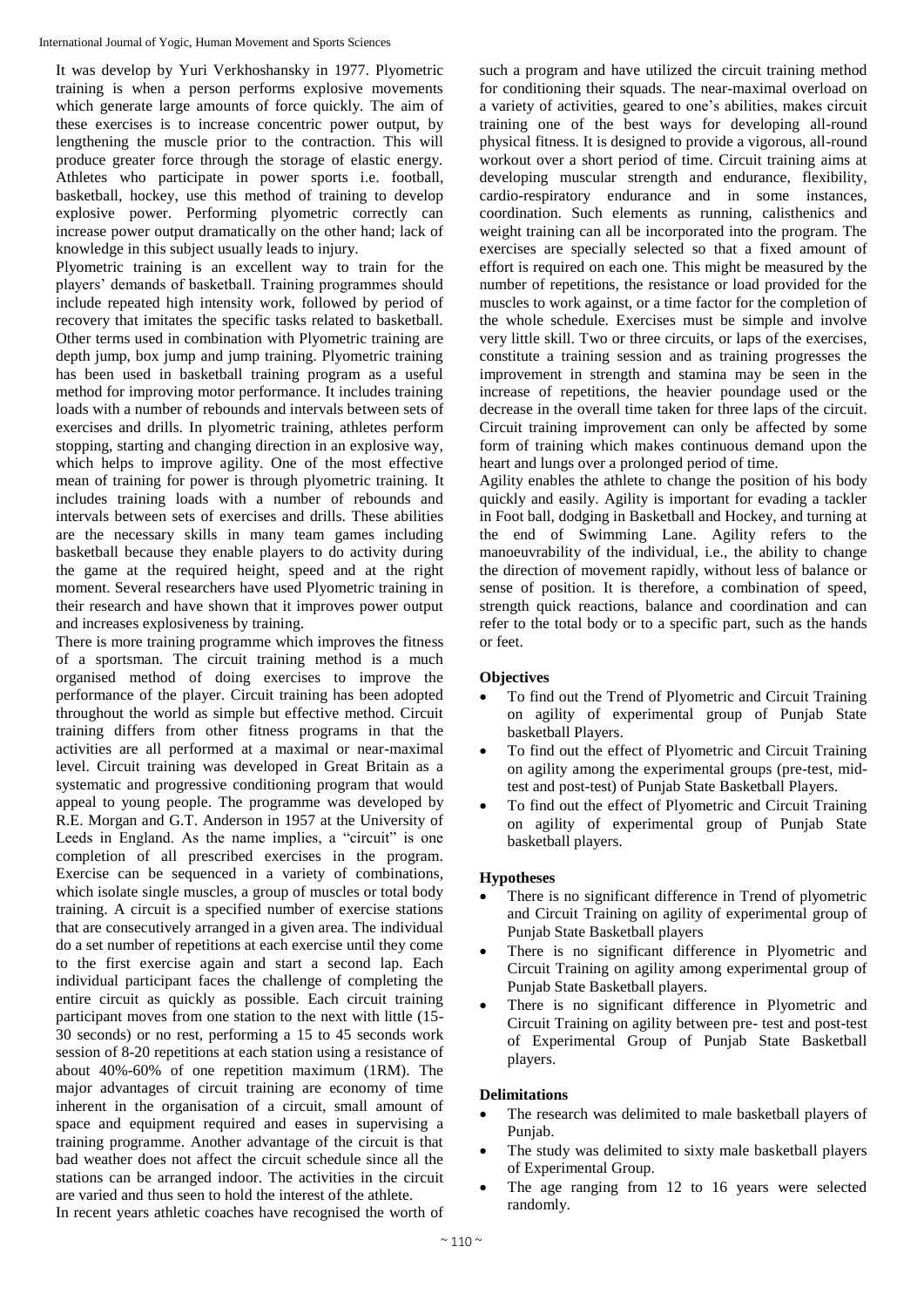It was develop by Yuri Verkhoshansky in 1977. Plyometric training is when a person performs explosive movements which generate large amounts of force quickly. The aim of these exercises is to increase concentric power output, by lengthening the muscle prior to the contraction. This will produce greater force through the storage of elastic energy. Athletes who participate in power sports i.e. football, basketball, hockey, use this method of training to develop explosive power. Performing plyometric correctly can increase power output dramatically on the other hand; lack of knowledge in this subject usually leads to injury.

Plyometric training is an excellent way to train for the players' demands of basketball. Training programmes should include repeated high intensity work, followed by period of recovery that imitates the specific tasks related to basketball. Other terms used in combination with Plyometric training are depth jump, box jump and jump training. Plyometric training has been used in basketball training program as a useful method for improving motor performance. It includes training loads with a number of rebounds and intervals between sets of exercises and drills. In plyometric training, athletes perform stopping, starting and changing direction in an explosive way, which helps to improve agility. One of the most effective mean of training for power is through plyometric training. It includes training loads with a number of rebounds and intervals between sets of exercises and drills. These abilities are the necessary skills in many team games including basketball because they enable players to do activity during the game at the required height, speed and at the right moment. Several researchers have used Plyometric training in their research and have shown that it improves power output and increases explosiveness by training.

There is more training programme which improves the fitness of a sportsman. The circuit training method is a much organised method of doing exercises to improve the performance of the player. Circuit training has been adopted throughout the world as simple but effective method. Circuit training differs from other fitness programs in that the activities are all performed at a maximal or near-maximal level. Circuit training was developed in Great Britain as a systematic and progressive conditioning program that would appeal to young people. The programme was developed by R.E. Morgan and G.T. Anderson in 1957 at the University of Leeds in England. As the name implies, a "circuit" is one completion of all prescribed exercises in the program. Exercise can be sequenced in a variety of combinations, which isolate single muscles, a group of muscles or total body training. A circuit is a specified number of exercise stations that are consecutively arranged in a given area. The individual do a set number of repetitions at each exercise until they come to the first exercise again and start a second lap. Each individual participant faces the challenge of completing the entire circuit as quickly as possible. Each circuit training participant moves from one station to the next with little (15-30 seconds) or no rest, performing a 15 to 45 seconds work session of 8-20 repetitions at each station using a resistance of about 40%-60% of one repetition maximum (1RM). The major advantages of circuit training are economy of time inherent in the organisation of a circuit, small amount of space and equipment required and eases in supervising a training programme. Another advantage of the circuit is that bad weather does not affect the circuit schedule since all the stations can be arranged indoor. The activities in the circuit are varied and thus seen to hold the interest of the athlete.

In recent years athletic coaches have recognised the worth of such a program and have utilized the circuit training method for conditioning their squads. The near-maximal overload on a variety of activities, geared to one's abilities, makes circuit training one of the best ways for developing all-round physical fitness. It is designed to provide a vigorous, all-round workout over a short period of time. Circuit training aims at developing muscular strength and endurance, flexibility, cardio-respiratory endurance and in some instances, coordination. Such elements as running, calisthenics and weight training can all be incorporated into the program. The exercises are specially selected so that a fixed amount of effort is required on each one. This might be measured by the number of repetitions, the resistance or load provided for the muscles to work against, or a time factor for the completion of the whole schedule. Exercises must be simple and involve very little skill. Two or three circuits, or laps of the exercises, constitute a training session and as training progresses the improvement in strength and stamina may be seen in the increase of repetitions, the heavier poundage used or the decrease in the overall time taken for three laps of the circuit. Circuit training improvement can only be affected by some form of training which makes continuous demand upon the heart and lungs over a prolonged period of time.

Agility enables the athlete to change the position of his body quickly and easily. Agility is important for evading a tackler in Foot ball, dodging in Basketball and Hockey, and turning at the end of Swimming Lane. Agility refers to the manoeuvrability of the individual, i.e., the ability to change the direction of movement rapidly, without less of balance or sense of position. It is therefore, a combination of speed, strength quick reactions, balance and coordination and can refer to the total body or to a specific part, such as the hands or feet.

## Objectives

- To find out the Trend of Plyometric and Circuit Training on agility of experimental group of Punjab State basketball Players.
- To find out the effect of Plyometric and Circuit Training on agility among the experimental groups (pre-test, mid-test and post-test) of Punjab State Basketball Players.
- To find out the effect of Plyometric and Circuit Training on agility of experimental group of Punjab State basketball players.

## Hypotheses

- There is no significant difference in Trend of plyometric and Circuit Training on agility of experimental group of Punjab State Basketball players
- There is no significant difference in Plyometric and Circuit Training on agility among experimental group of Punjab State Basketball players.
- There is no significant difference in Plyometric and Circuit Training on agility between pre- test and post-test of Experimental Group of Punjab State Basketball players.

## Delimitations

- The research was delimited to male basketball players of Punjab.
- The study was delimited to sixty male basketball players of Experimental Group.
- The age ranging from 12 to 16 years were selected randomly.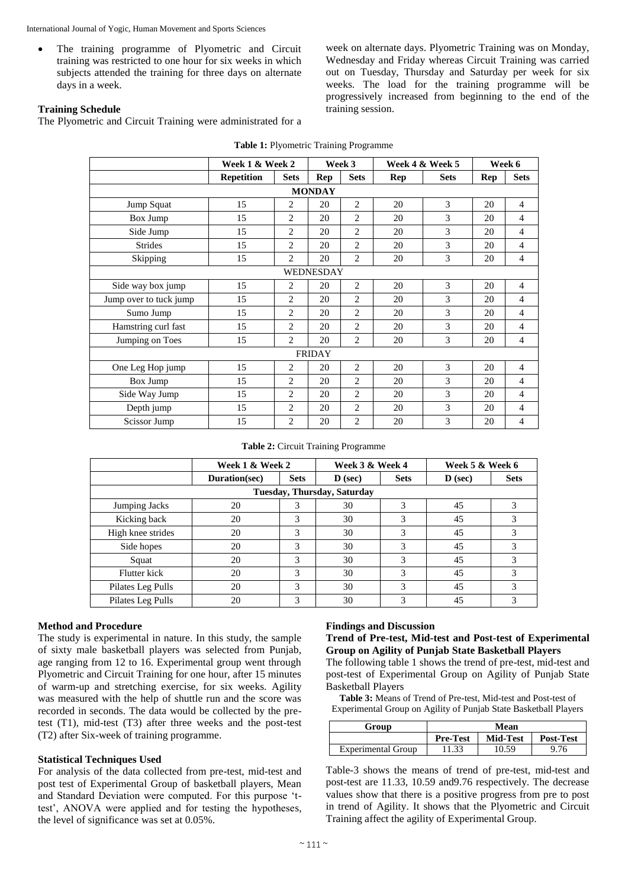- The training programme of Plyometric and Circuit training was restricted to one hour for six weeks in which subjects attended the training for three days on alternate days in a week.

### Training Schedule

The Plyometric and Circuit Training were administrated for a week on alternate days. Plyometric Training was on Monday, Wednesday and Friday whereas Circuit Training was carried out on Tuesday, Thursday and Saturday per week for six weeks. The load for the training programme will be progressively increased from beginning to the end of the training session.

**Table 1:** Plyometric Training Programme

| | Week 1 & Week 2 | | Week 3 | | Week 4 & Week 5 | | Week 6 | |
|---|---|---|---|---|---|---|---|---|
| | **Repetition** | **Sets** | **Rep** | **Sets** | **Rep** | **Sets** | **Rep** | **Sets** |
| **MONDAY** | | | | | | | | |
| Jump Squat | 15 | 2 | 20 | 2 | 20 | 3 | 20 | 4 |
| Box Jump | 15 | 2 | 20 | 2 | 20 | 3 | 20 | 4 |
| Side Jump | 15 | 2 | 20 | 2 | 20 | 3 | 20 | 4 |
| Strides | 15 | 2 | 20 | 2 | 20 | 3 | 20 | 4 |
| Skipping | 15 | 2 | 20 | 2 | 20 | 3 | 20 | 4 |
| WEDNESDAY | | | | | | | | |
| Side way box jump | 15 | 2 | 20 | 2 | 20 | 3 | 20 | 4 |
| Jump over to tuck jump | 15 | 2 | 20 | 2 | 20 | 3 | 20 | 4 |
| Sumo Jump | 15 | 2 | 20 | 2 | 20 | 3 | 20 | 4 |
| Hamstring curl fast | 15 | 2 | 20 | 2 | 20 | 3 | 20 | 4 |
| Jumping on Toes | 15 | 2 | 20 | 2 | 20 | 3 | 20 | 4 |
| FRIDAY | | | | | | | | |
| One Leg Hop jump | 15 | 2 | 20 | 2 | 20 | 3 | 20 | 4 |
| Box Jump | 15 | 2 | 20 | 2 | 20 | 3 | 20 | 4 |
| Side Way Jump | 15 | 2 | 20 | 2 | 20 | 3 | 20 | 4 |
| Depth jump | 15 | 2 | 20 | 2 | 20 | 3 | 20 | 4 |
| Scissor Jump | 15 | 2 | 20 | 2 | 20 | 3 | 20 | 4 |

**Table 2:** Circuit Training Programme

| | Week 1 & Week 2 | | Week 3 & Week 4 | | Week 5 & Week 6 | |
|---|---|---|---|---|---|---|
| | **Duration(sec)** | **Sets** | **D (sec)** | **Sets** | **D (sec)** | **Sets** |
| **Tuesday, Thursday, Saturday** | | | | | | |
| Jumping Jacks | 20 | 3 | 30 | 3 | 45 | 3 |
| Kicking back | 20 | 3 | 30 | 3 | 45 | 3 |
| High knee strides | 20 | 3 | 30 | 3 | 45 | 3 |
| Side hopes | 20 | 3 | 30 | 3 | 45 | 3 |
| Squat | 20 | 3 | 30 | 3 | 45 | 3 |
| Flutter kick | 20 | 3 | 30 | 3 | 45 | 3 |
| Pilates Leg Pulls | 20 | 3 | 30 | 3 | 45 | 3 |
| Pilates Leg Pulls | 20 | 3 | 30 | 3 | 45 | 3 |

### Method and Procedure

The study is experimental in nature. In this study, the sample of sixty male basketball players was selected from Punjab, age ranging from 12 to 16. Experimental group went through Plyometric and Circuit Training for one hour, after 15 minutes of warm-up and stretching exercise, for six weeks. Agility was measured with the help of shuttle run and the score was recorded in seconds. The data would be collected by the pre-test (T1), mid-test (T3) after three weeks and the post-test (T2) after Six-week of training programme.

### Statistical Techniques Used

For analysis of the data collected from pre-test, mid-test and post test of Experimental Group of basketball players, Mean and Standard Deviation were computed. For this purpose 't-test', ANOVA were applied and for testing the hypotheses, the level of significance was set at 0.05%.

### Findings and Discussion

**Trend of Pre-test, Mid-test and Post-test of Experimental Group on Agility of Punjab State Basketball Players**

The following table 1 shows the trend of pre-test, mid-test and post-test of Experimental Group on Agility of Punjab State Basketball Players

**Table 3:** Means of Trend of Pre-test, Mid-test and Post-test of Experimental Group on Agility of Punjab State Basketball Players

| Group | Mean | | |
|---|---|---|---|
| | **Pre-Test** | **Mid-Test** | **Post-Test** |
| Experimental Group | 11.33 | 10.59 | 9.76 |

Table-3 shows the means of trend of pre-test, mid-test and post-test are 11.33, 10.59 and9.76 respectively. The decrease values show that there is a positive progress from pre to post in trend of Agility. It shows that the Plyometric and Circuit Training affect the agility of Experimental Group.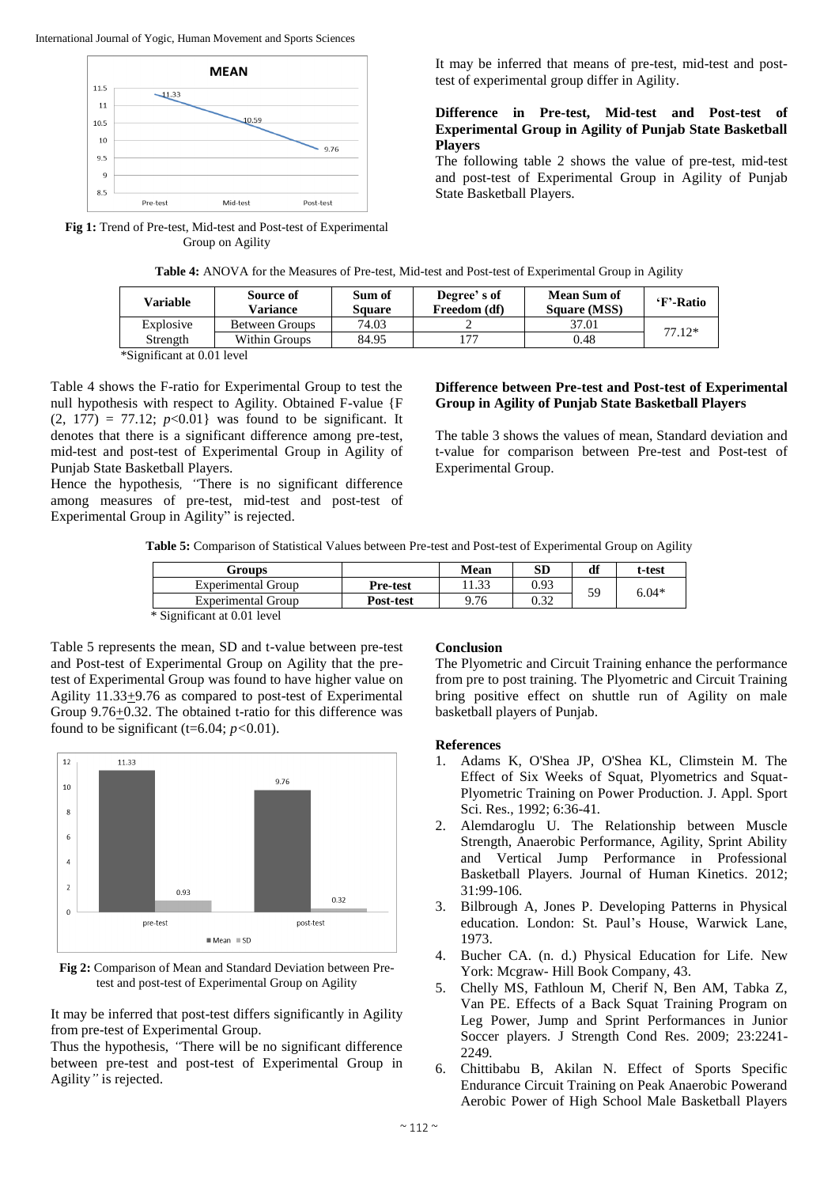**Fig 1:** Trend of Pre-test, Mid-test and Post-test of Experimental Group on Agility

It may be inferred that means of pre-test, mid-test and post-test of experimental group differ in Agility.

### Difference in Pre-test, Mid-test and Post-test of Experimental Group in Agility of Punjab State Basketball Players

The following table 2 shows the value of pre-test, mid-test and post-test of Experimental Group in Agility of Punjab State Basketball Players.

**Table 4:** ANOVA for the Measures of Pre-test, Mid-test and Post-test of Experimental Group in Agility

| Variable | Source of Variance | Sum of Square | Degree' s of Freedom (df) | Mean Sum of Square (MSS) | 'F'-Ratio |
|---|---|---|---|---|---|
| Explosive | Between Groups | 74.03 | 2 | 37.01 | 77.12* |
| Strength | Within Groups | 84.95 | 177 | 0.48 | |

*Significant at 0.01 level

Table 4 shows the F-ratio for Experimental Group to test the null hypothesis with respect to Agility. Obtained F-value {F (2, 177) = 77.12; $p$<0.01} was found to be significant. It denotes that there is a significant difference among pre-test, mid-test and post-test of Experimental Group in Agility of Punjab State Basketball Players.

Hence the hypothesis, *"*There is no significant difference among measures of pre-test, mid-test and post-test of Experimental Group in Agility" is rejected.

### Difference between Pre-test and Post-test of Experimental Group in Agility of Punjab State Basketball Players

The table 3 shows the values of mean, Standard deviation and t-value for comparison between Pre-test and Post-test of Experimental Group.

**Table 5:** Comparison of Statistical Values between Pre-test and Post-test of Experimental Group on Agility

| Groups | | Mean | SD | df | t-test |
|---|---|---|---|---|---|
| Experimental Group | **Pre-test** | 11.33 | 0.93 | 59 | 6.04* |
| Experimental Group | **Post-test** | 9.76 | 0.32 | | |

\* Significant at 0.01 level

Table 5 represents the mean, SD and t-value between pre-test and Post-test of Experimental Group on Agility that the pre-test of Experimental Group was found to have higher value on Agility 11.33±9.76 as compared to post-test of Experimental Group 9.76±0.32. The obtained t-ratio for this difference was found to be significant (t=6.04; $p$<0.01).

**Fig 2:** Comparison of Mean and Standard Deviation between Pre-test and post-test of Experimental Group on Agility

It may be inferred that post-test differs significantly in Agility from pre-test of Experimental Group.

Thus the hypothesis, *"*There will be no significant difference between pre-test and post-test of Experimental Group in Agility*"* is rejected.

### Conclusion

The Plyometric and Circuit Training enhance the performance from pre to post training. The Plyometric and Circuit Training bring positive effect on shuttle run of Agility on male basketball players of Punjab.

### References

1. Adams K, O'Shea JP, O'Shea KL, Climstein M. The Effect of Six Weeks of Squat, Plyometrics and Squat-Plyometric Training on Power Production. J. Appl. Sport Sci. Res., 1992; 6:36-41.
2. Alemdaroglu U. The Relationship between Muscle Strength, Anaerobic Performance, Agility, Sprint Ability and Vertical Jump Performance in Professional Basketball Players. Journal of Human Kinetics. 2012; 31:99-106.
3. Bilbrough A, Jones P. Developing Patterns in Physical education. London: St. Paul's House, Warwick Lane, 1973.
4. Bucher CA. (n. d.) Physical Education for Life. New York: Mcgraw- Hill Book Company, 43.
5. Chelly MS, Fathloun M, Cherif N, Ben AM, Tabka Z, Van PE. Effects of a Back Squat Training Program on Leg Power, Jump and Sprint Performances in Junior Soccer players. J Strength Cond Res. 2009; 23:2241-2249.
6. Chittibabu B, Akilan N. Effect of Sports Specific Endurance Circuit Training on Peak Anaerobic Powerand Aerobic Power of High School Male Basketball Players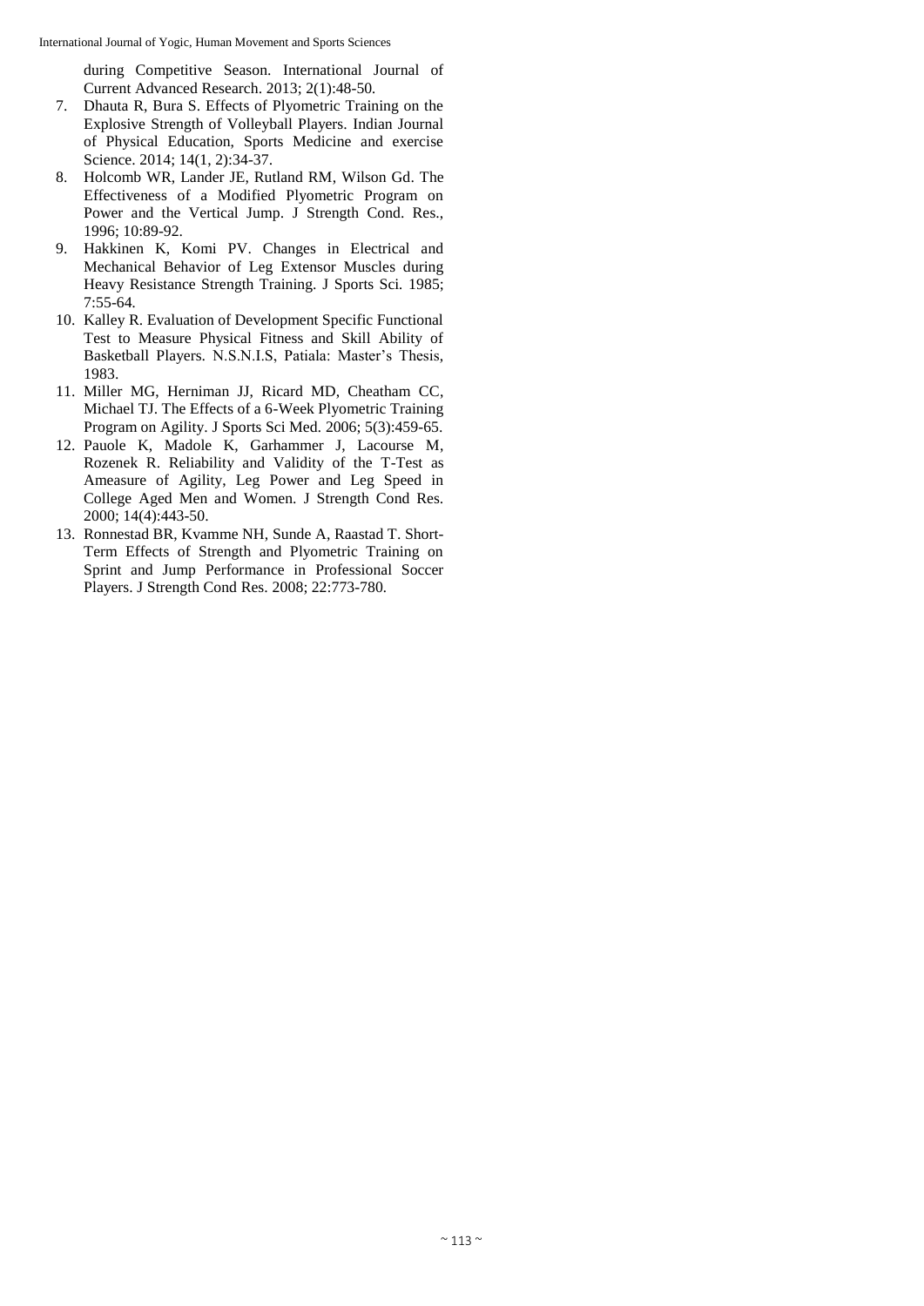during Competitive Season. International Journal of Current Advanced Research. 2013; 2(1):48-50.

7. Dhauta R, Bura S. Effects of Plyometric Training on the Explosive Strength of Volleyball Players. Indian Journal of Physical Education, Sports Medicine and exercise Science. 2014; 14(1, 2):34-37.
8. Holcomb WR, Lander JE, Rutland RM, Wilson Gd. The Effectiveness of a Modified Plyometric Program on Power and the Vertical Jump. J Strength Cond. Res., 1996; 10:89-92.
9. Hakkinen K, Komi PV. Changes in Electrical and Mechanical Behavior of Leg Extensor Muscles during Heavy Resistance Strength Training. J Sports Sci. 1985; 7:55-64.
10. Kalley R. Evaluation of Development Specific Functional Test to Measure Physical Fitness and Skill Ability of Basketball Players. N.S.N.I.S, Patiala: Master's Thesis, 1983.
11. Miller MG, Herniman JJ, Ricard MD, Cheatham CC, Michael TJ. The Effects of a 6-Week Plyometric Training Program on Agility. J Sports Sci Med. 2006; 5(3):459-65.
12. Pauole K, Madole K, Garhammer J, Lacourse M, Rozenek R. Reliability and Validity of the T-Test as Ameasure of Agility, Leg Power and Leg Speed in College Aged Men and Women. J Strength Cond Res. 2000; 14(4):443-50.
13. Ronnestad BR, Kvamme NH, Sunde A, Raastad T. Short-Term Effects of Strength and Plyometric Training on Sprint and Jump Performance in Professional Soccer Players. J Strength Cond Res. 2008; 22:773-780.